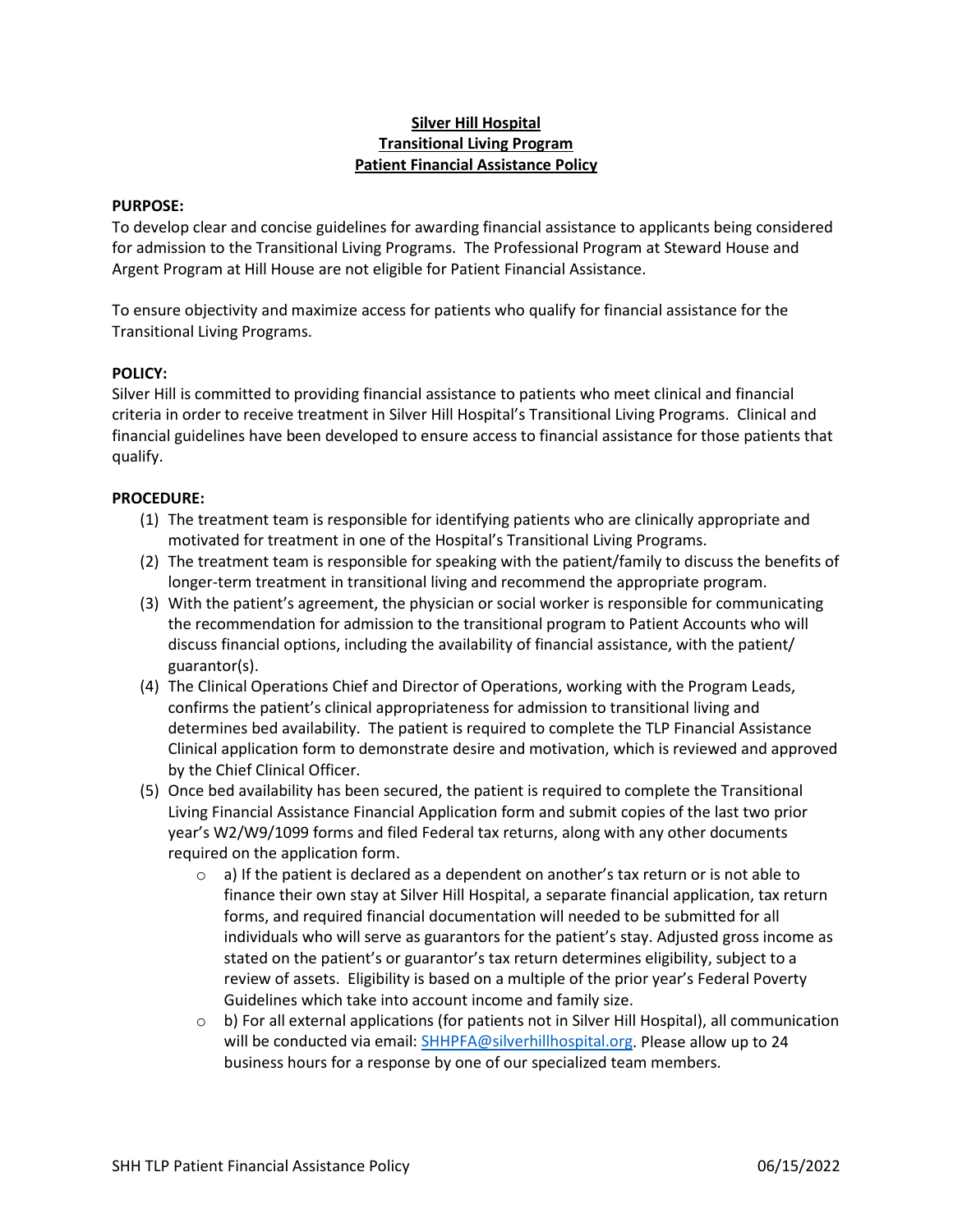# Silver Hill Hospital
# Transitional Living Program
# Patient Financial Assistance Policy

**PURPOSE:**

To develop clear and concise guidelines for awarding financial assistance to applicants being considered for admission to the Transitional Living Programs. The Professional Program at Steward House and Argent Program at Hill House are not eligible for Patient Financial Assistance.

To ensure objectivity and maximize access for patients who qualify for financial assistance for the Transitional Living Programs.

**POLICY:**

Silver Hill is committed to providing financial assistance to patients who meet clinical and financial criteria in order to receive treatment in Silver Hill Hospital's Transitional Living Programs. Clinical and financial guidelines have been developed to ensure access to financial assistance for those patients that qualify.

**PROCEDURE:**

(1) The treatment team is responsible for identifying patients who are clinically appropriate and motivated for treatment in one of the Hospital's Transitional Living Programs.

(2) The treatment team is responsible for speaking with the patient/family to discuss the benefits of longer-term treatment in transitional living and recommend the appropriate program.

(3) With the patient's agreement, the physician or social worker is responsible for communicating the recommendation for admission to the transitional program to Patient Accounts who will discuss financial options, including the availability of financial assistance, with the patient/ guarantor(s).

(4) The Clinical Operations Chief and Director of Operations, working with the Program Leads, confirms the patient's clinical appropriateness for admission to transitional living and determines bed availability. The patient is required to complete the TLP Financial Assistance Clinical application form to demonstrate desire and motivation, which is reviewed and approved by the Chief Clinical Officer.

(5) Once bed availability has been secured, the patient is required to complete the Transitional Living Financial Assistance Financial Application form and submit copies of the last two prior year's W2/W9/1099 forms and filed Federal tax returns, along with any other documents required on the application form.

- a) If the patient is declared as a dependent on another's tax return or is not able to finance their own stay at Silver Hill Hospital, a separate financial application, tax return forms, and required financial documentation will needed to be submitted for all individuals who will serve as guarantors for the patient's stay. Adjusted gross income as stated on the patient's or guarantor's tax return determines eligibility, subject to a review of assets. Eligibility is based on a multiple of the prior year's Federal Poverty Guidelines which take into account income and family size.
- b) For all external applications (for patients not in Silver Hill Hospital), all communication will be conducted via email: [SHHPFA@silverhillhospital.org](mailto:SHHPFA@silverhillhospital.org). Please allow up to 24 business hours for a response by one of our specialized team members.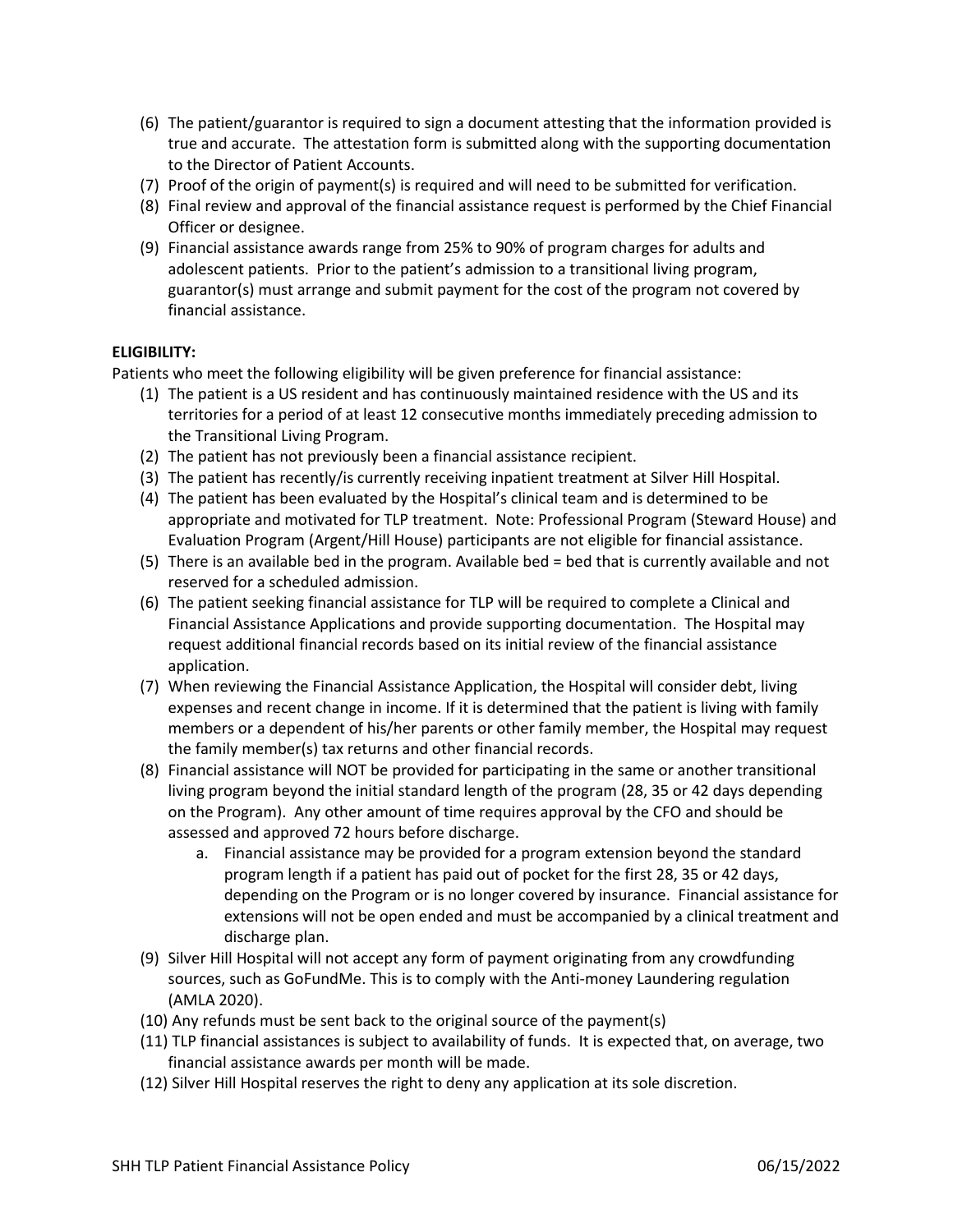(6) The patient/guarantor is required to sign a document attesting that the information provided is true and accurate. The attestation form is submitted along with the supporting documentation to the Director of Patient Accounts.

(7) Proof of the origin of payment(s) is required and will need to be submitted for verification.

(8) Final review and approval of the financial assistance request is performed by the Chief Financial Officer or designee.

(9) Financial assistance awards range from 25% to 90% of program charges for adults and adolescent patients. Prior to the patient's admission to a transitional living program, guarantor(s) must arrange and submit payment for the cost of the program not covered by financial assistance.

**ELIGIBILITY:**

Patients who meet the following eligibility will be given preference for financial assistance:

(1) The patient is a US resident and has continuously maintained residence with the US and its territories for a period of at least 12 consecutive months immediately preceding admission to the Transitional Living Program.

(2) The patient has not previously been a financial assistance recipient.

(3) The patient has recently/is currently receiving inpatient treatment at Silver Hill Hospital.

(4) The patient has been evaluated by the Hospital's clinical team and is determined to be appropriate and motivated for TLP treatment. Note: Professional Program (Steward House) and Evaluation Program (Argent/Hill House) participants are not eligible for financial assistance.

(5) There is an available bed in the program. Available bed = bed that is currently available and not reserved for a scheduled admission.

(6) The patient seeking financial assistance for TLP will be required to complete a Clinical and Financial Assistance Applications and provide supporting documentation. The Hospital may request additional financial records based on its initial review of the financial assistance application.

(7) When reviewing the Financial Assistance Application, the Hospital will consider debt, living expenses and recent change in income. If it is determined that the patient is living with family members or a dependent of his/her parents or other family member, the Hospital may request the family member(s) tax returns and other financial records.

(8) Financial assistance will NOT be provided for participating in the same or another transitional living program beyond the initial standard length of the program (28, 35 or 42 days depending on the Program). Any other amount of time requires approval by the CFO and should be assessed and approved 72 hours before discharge.

   a. Financial assistance may be provided for a program extension beyond the standard program length if a patient has paid out of pocket for the first 28, 35 or 42 days, depending on the Program or is no longer covered by insurance. Financial assistance for extensions will not be open ended and must be accompanied by a clinical treatment and discharge plan.

(9) Silver Hill Hospital will not accept any form of payment originating from any crowdfunding sources, such as GoFundMe. This is to comply with the Anti-money Laundering regulation (AMLA 2020).

(10) Any refunds must be sent back to the original source of the payment(s)

(11) TLP financial assistances is subject to availability of funds. It is expected that, on average, two financial assistance awards per month will be made.

(12) Silver Hill Hospital reserves the right to deny any application at its sole discretion.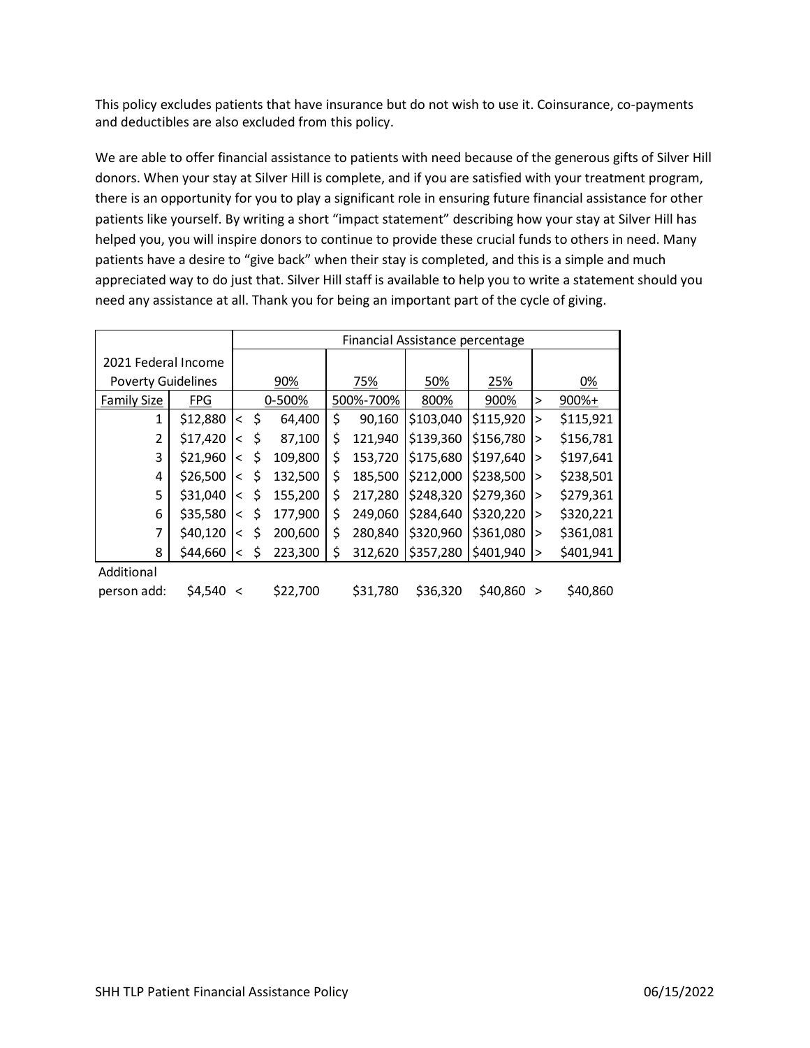This policy excludes patients that have insurance but do not wish to use it. Coinsurance, co-payments and deductibles are also excluded from this policy.

We are able to offer financial assistance to patients with need because of the generous gifts of Silver Hill donors. When your stay at Silver Hill is complete, and if you are satisfied with your treatment program, there is an opportunity for you to play a significant role in ensuring future financial assistance for other patients like yourself. By writing a short "impact statement" describing how your stay at Silver Hill has helped you, you will inspire donors to continue to provide these crucial funds to others in need. Many patients have a desire to "give back" when their stay is completed, and this is a simple and much appreciated way to do just that. Silver Hill staff is available to help you to write a statement should you need any assistance at all. Thank you for being an important part of the cycle of giving.

| | | | Financial Assistance percentage | | | | | |
|---|---|---|---|---|---|---|---|---|
| 2021 Federal Income Poverty Guidelines | | | 90% | 75% | 50% | 25% | | 0% |
| Family Size | FPG | | 0-500% | 500%-700% | 800% | 900% | > | 900%+ |
| 1 | $12,880 | < | $ 64,400 | $ 90,160 | $103,040 | $115,920 | > | $115,921 |
| 2 | $17,420 | < | $ 87,100 | $ 121,940 | $139,360 | $156,780 | > | $156,781 |
| 3 | $21,960 | < | $ 109,800 | $ 153,720 | $175,680 | $197,640 | > | $197,641 |
| 4 | $26,500 | < | $ 132,500 | $ 185,500 | $212,000 | $238,500 | > | $238,501 |
| 5 | $31,040 | < | $ 155,200 | $ 217,280 | $248,320 | $279,360 | > | $279,361 |
| 6 | $35,580 | < | $ 177,900 | $ 249,060 | $284,640 | $320,220 | > | $320,221 |
| 7 | $40,120 | < | $ 200,600 | $ 280,840 | $320,960 | $361,080 | > | $361,081 |
| 8 | $44,660 | < | $ 223,300 | $ 312,620 | $357,280 | $401,940 | > | $401,941 |
| Additional person add: | $4,540 | < | $22,700 | $31,780 | $36,320 | $40,860 | > | $40,860 |

SHH TLP Patient Financial Assistance Policy 06/15/2022